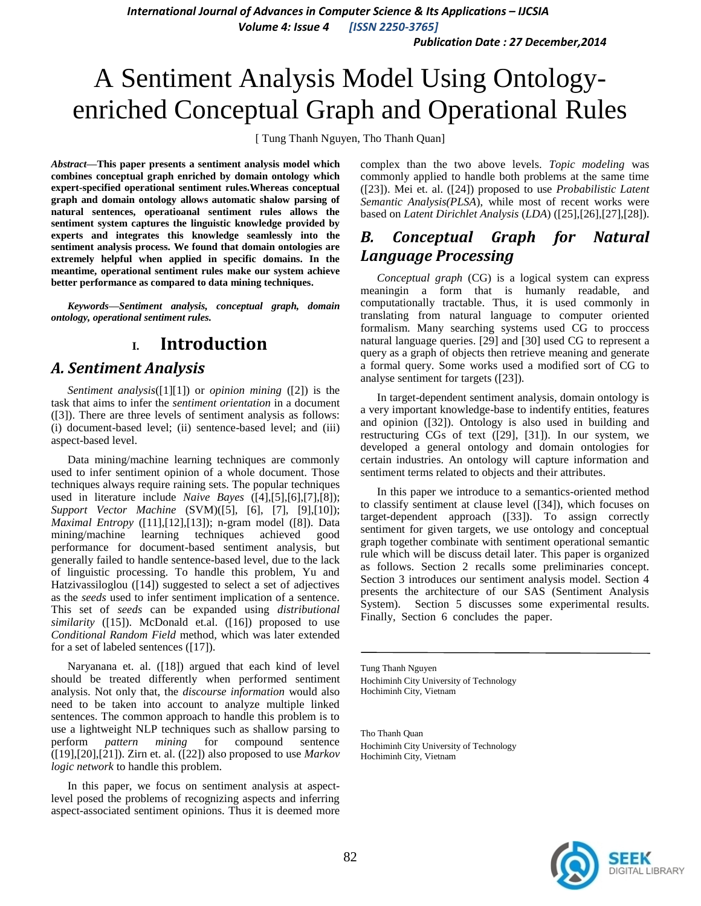# A Sentiment Analysis Model Using Ontology-enriched Conceptual Graph and Operational Rules

[ Tung Thanh Nguyen, Tho Thanh Quan]

***Abstract*—This paper presents a sentiment analysis model which combines conceptual graph enriched by domain ontology which expert-specified operational sentiment rules.Whereas conceptual graph and domain ontology allows automatic shalow parsing of natural sentences, operatioanal sentiment rules allows the sentiment system captures the linguistic knowledge provided by experts and integrates this knowledge seamlessly into the sentiment analysis process. We found that domain ontologies are extremely helpful when applied in specific domains. In the meantime, operational sentiment rules make our system achieve better performance as compared to data mining techniques.**

***Keywords—Sentiment analysis, conceptual graph, domain ontology, operational sentiment rules.***

## I. Introduction

### A. Sentiment Analysis

*Sentiment analysis*([1][1]) or *opinion mining* ([2]) is the task that aims to infer the *sentiment orientation* in a document ([3]). There are three levels of sentiment analysis as follows: (i) document-based level; (ii) sentence-based level; and (iii) aspect-based level.

Data mining/machine learning techniques are commonly used to infer sentiment opinion of a whole document. Those techniques always require raining sets. The popular techniques used in literature include *Naive Bayes* ([4],[5],[6],[7],[8]); *Support Vector Machine* (SVM)([5], [6], [7], [9],[10]); *Maximal Entropy* ([11],[12],[13]); n-gram model ([8]). Data mining/machine learning techniques achieved good performance for document-based sentiment analysis, but generally failed to handle sentence-based level, due to the lack of linguistic processing. To handle this problem, Yu and Hatzivassiloglou ([14]) suggested to select a set of adjectives as the *seeds* used to infer sentiment implication of a sentence. This set of *seeds* can be expanded using *distributional similarity* ([15]). McDonald et.al. ([16]) proposed to use *Conditional Random Field* method, which was later extended for a set of labeled sentences ([17]).

Naryanana et. al. ([18]) argued that each kind of level should be treated differently when performed sentiment analysis. Not only that, the *discourse information* would also need to be taken into account to analyze multiple linked sentences. The common approach to handle this problem is to use a lightweight NLP techniques such as shallow parsing to perform *pattern mining* for compound sentence ([19],[20],[21]). Zirn et. al. ([22]) also proposed to use *Markov logic network* to handle this problem.

In this paper, we focus on sentiment analysis at aspect-level posed the problems of recognizing aspects and inferring aspect-associated sentiment opinions. Thus it is deemed more complex than the two above levels. *Topic modeling* was commonly applied to handle both problems at the same time ([23]). Mei et. al. ([24]) proposed to use *Probabilistic Latent Semantic Analysis(PLSA)*, while most of recent works were based on *Latent Dirichlet Analysis* (*LDA*) ([25],[26],[27],[28]).

### B. Conceptual Graph for Natural Language Processing

*Conceptual graph* (CG) is a logical system can express meaningin a form that is humanly readable, and computationally tractable. Thus, it is used commonly in translating from natural language to computer oriented formalism. Many searching systems used CG to proccess natural language queries. [29] and [30] used CG to represent a query as a graph of objects then retrieve meaning and generate a formal query. Some works used a modified sort of CG to analyse sentiment for targets ([23]).

In target-dependent sentiment analysis, domain ontology is a very important knowledge-base to indentify entities, features and opinion ([32]). Ontology is also used in building and restructuring CGs of text ([29], [31]). In our system, we developed a general ontology and domain ontologies for certain industries. An ontology will capture information and sentiment terms related to objects and their attributes.

In this paper we introduce to a semantics-oriented method to classify sentiment at clause level ([34]), which focuses on target-dependent approach ([33]). To assign correctly sentiment for given targets, we use ontology and conceptual graph together combinate with sentiment operational semantic rule which will be discuss detail later. This paper is organized as follows. Section 2 recalls some preliminaries concept. Section 3 introduces our sentiment analysis model. Section 4 presents the architecture of our SAS (Sentiment Analysis System). Section 5 discusses some experimental results. Finally, Section 6 concludes the paper.

---

Tung Thanh Nguyen
Hochiminh City University of Technology
Hochiminh City, Vietnam

Tho Thanh Quan
Hochiminh City University of Technology
Hochiminh City, Vietnam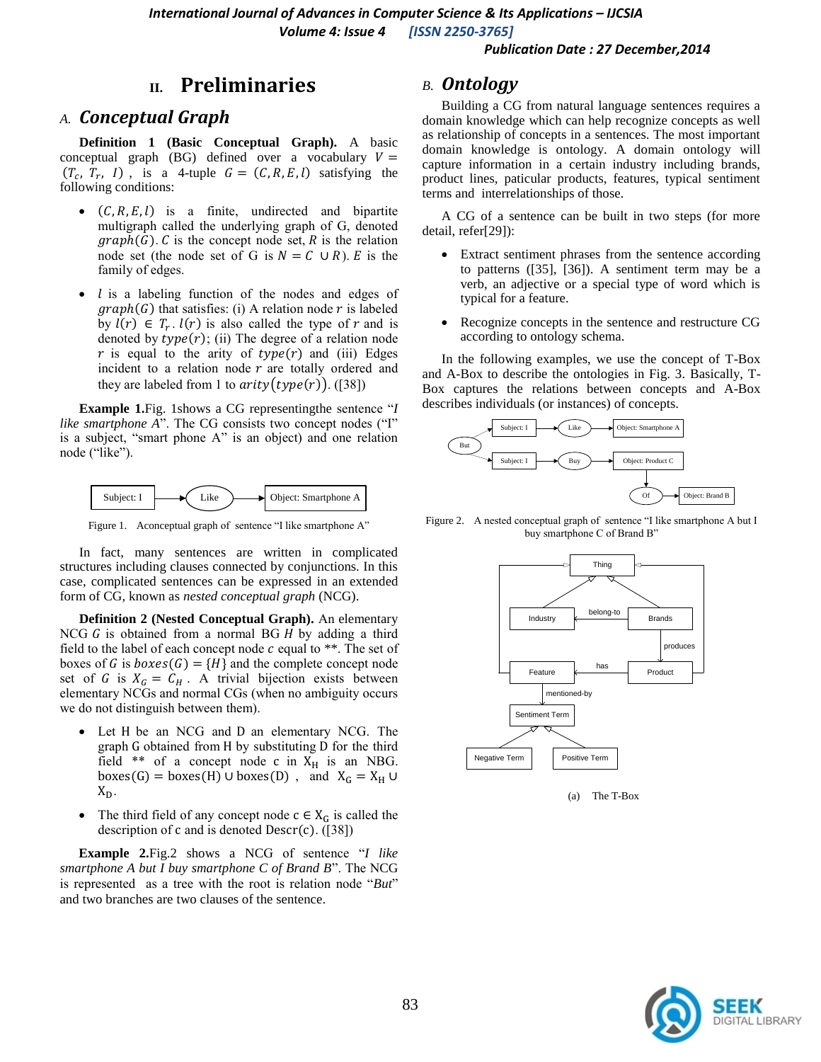## II. Preliminaries

### A. Conceptual Graph

**Definition 1 (Basic Conceptual Graph).** A basic conceptual graph (BG) defined over a vocabulary $V = (T_c, T_r, I)$, is a 4-tuple $G = (C, R, E, l)$ satisfying the following conditions:

- $(C, R, E, l)$ is a finite, undirected and bipartite multigraph called the underlying graph of G, denoted $graph(G)$. $C$ is the concept node set, $R$ is the relation node set (the node set of G is $N = C \cup R$). $E$ is the family of edges.
- $l$ is a labeling function of the nodes and edges of $graph(G)$ that satisfies: (i) A relation node $r$ is labeled by $l(r) \in T_r$. $l(r)$ is also called the type of $r$ and is denoted by $type(r)$; (ii) The degree of a relation node $r$ is equal to the arity of $type(r)$ and (iii) Edges incident to a relation node $r$ are totally ordered and they are labeled from 1 to $arity(type(r))$. ([38])

**Example 1.**Fig. 1shows a CG representingthe sentence "*I like smartphone A*". The CG consists two concept nodes ("I" is a subject, "smart phone A" is an object) and one relation node ("like").

Figure 1. Aconceptual graph of sentence "I like smartphone A"

In fact, many sentences are written in complicated structures including clauses connected by conjunctions. In this case, complicated sentences can be expressed in an extended form of CG, known as *nested conceptual graph* (NCG).

**Definition 2 (Nested Conceptual Graph).** An elementary NCG $G$ is obtained from a normal BG $H$ by adding a third field to the label of each concept node $c$ equal to **. The set of boxes of $G$ is $boxes(G) = \{H\}$ and the complete concept node set of $G$ is $X_G = C_H$. A trivial bijection exists between elementary NCGs and normal CGs (when no ambiguity occurs we do not distinguish between them).

- Let H be an NCG and D an elementary NCG. The graph G obtained from H by substituting D for the third field ** of a concept node c in $X_H$ is an NBG. $boxes(G) = boxes(H) \cup boxes(D)$, and $X_G = X_H \cup X_D$.
- The third field of any concept node $c \in X_G$ is called the description of c and is denoted $Descr(c)$. ([38])

**Example 2.**Fig.2 shows a NCG of sentence "*I like smartphone A but I buy smartphone C of Brand B*". The NCG is represented as a tree with the root is relation node "*But*" and two branches are two clauses of the sentence.

### B. Ontology

Building a CG from natural language sentences requires a domain knowledge which can help recognize concepts as well as relationship of concepts in a sentences. The most important domain knowledge is ontology. A domain ontology will capture information in a certain industry including brands, product lines, paticular products, features, typical sentiment terms and interrelationships of those.

A CG of a sentence can be built in two steps (for more detail, refer[29]):

- Extract sentiment phrases from the sentence according to patterns ([35], [36]). A sentiment term may be a verb, an adjective or a special type of word which is typical for a feature.
- Recognize concepts in the sentence and restructure CG according to ontology schema.

In the following examples, we use the concept of T-Box and A-Box to describe the ontologies in Fig. 3. Basically, T-Box captures the relations between concepts and A-Box describes individuals (or instances) of concepts.

Figure 2. A nested conceptual graph of sentence "I like smartphone A but I buy smartphone C of Brand B"

(a) The T-Box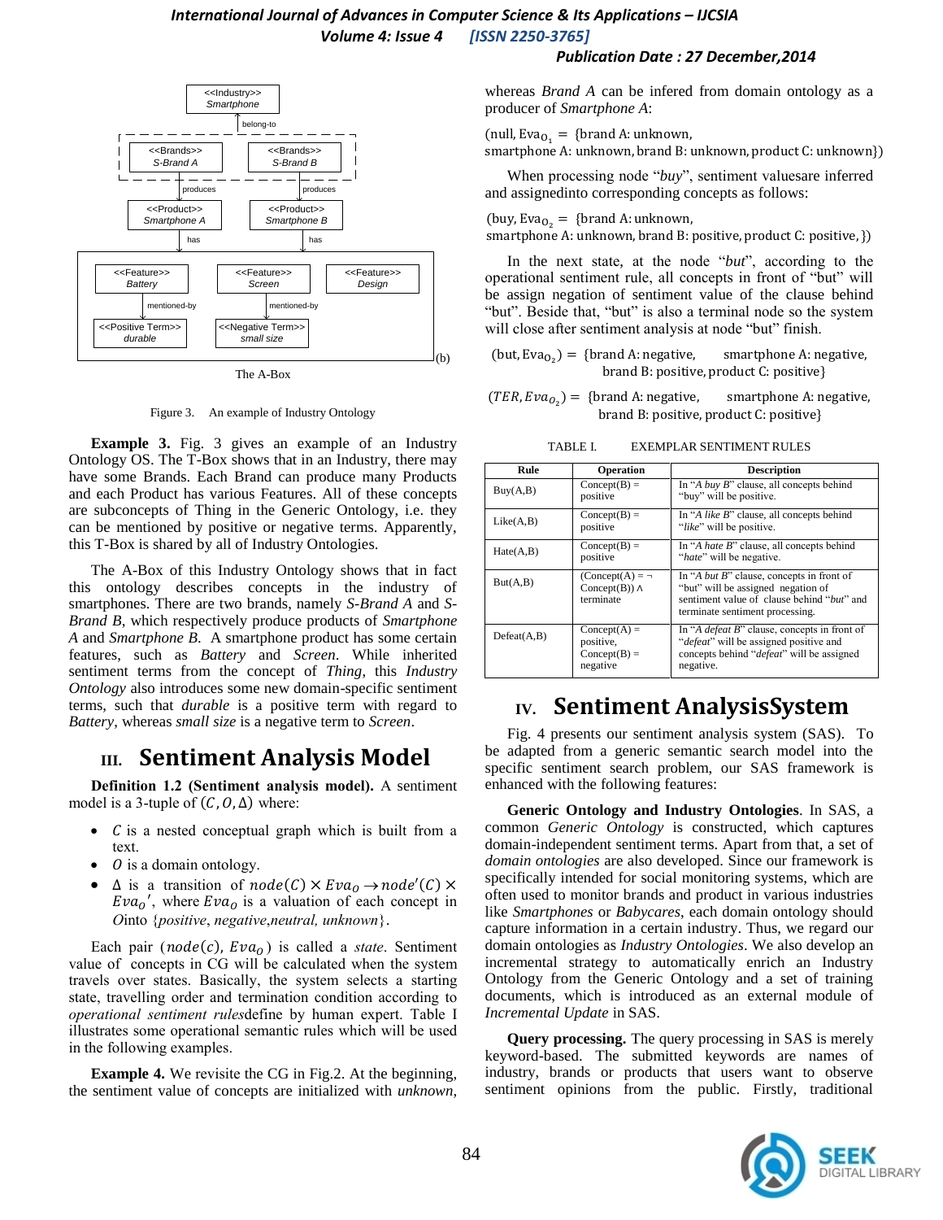The A-Box

Figure 3. An example of Industry Ontology

**Example 3.** Fig. 3 gives an example of an Industry Ontology OS. The T-Box shows that in an Industry, there may have some Brands. Each Brand can produce many Products and each Product has various Features. All of these concepts are subconcepts of Thing in the Generic Ontology, i.e. they can be mentioned by positive or negative terms. Apparently, this T-Box is shared by all of Industry Ontologies.

The A-Box of this Industry Ontology shows that in fact this ontology describes concepts in the industry of smartphones. There are two brands, namely *S-Brand A* and *S-Brand B*, which respectively produce products of *Smartphone A* and *Smartphone B*. A smartphone product has some certain features, such as *Battery* and *Screen*. While inherited sentiment terms from the concept of *Thing*, this *Industry Ontology* also introduces some new domain-specific sentiment terms, such that *durable* is a positive term with regard to *Battery*, whereas *small size* is a negative term to *Screen*.

# III. Sentiment Analysis Model

**Definition 1.2 (Sentiment analysis model).** A sentiment model is a 3-tuple of $(C, O, \Delta)$ where:

- $C$ is a nested conceptual graph which is built from a text.
- $O$ is a domain ontology.
- $\Delta$ is a transition of $node(C) \times Eva_O \rightarrow node'(C) \times Eva_O{}'$, where $Eva_O$ is a valuation of each concept in $O$into {*positive*, *negative*,*neutral, unknown*}.

Each pair $(node(c), Eva_O)$ is called a *state*. Sentiment value of concepts in CG will be calculated when the system travels over states. Basically, the system selects a starting state, travelling order and termination condition according to *operational sentiment rules*define by human expert. Table I illustrates some operational semantic rules which will be used in the following examples.

**Example 4.** We revisite the CG in Fig.2. At the beginning, the sentiment value of concepts are initialized with *unknown*, whereas *Brand A* can be infered from domain ontology as a producer of *Smartphone A*:

$$(\text{null}, \text{Eva}_{O_1} = \{\text{brand A: unknown, smartphone A: unknown, brand B: unknown, product C: unknown}\})$$

When processing node "*buy*", sentiment valuesare inferred and assignedinto corresponding concepts as follows:

$$(\text{buy}, \text{Eva}_{O_2} = \{\text{brand A: unknown, smartphone A: unknown, brand B: positive, product C: positive,}\})$$

In the next state, at the node "*but*", according to the operational sentiment rule, all concepts in front of "but" will be assign negation of sentiment value of the clause behind "but". Beside that, "but" is also a terminal node so the system will close after sentiment analysis at node "but" finish.

$$(\text{but}, \text{Eva}_{O_2}) = \{\text{brand A: negative, smartphone A: negative, brand B: positive, product C: positive}\}$$

$$(TER, Eva_{O_2}) = \{\text{brand A: negative, smartphone A: negative, brand B: positive, product C: positive}\}$$

TABLE I. EXEMPLAR SENTIMENT RULES

| Rule | Operation | Description |
|---|---|---|
| Buy(A,B) | Concept(B) = positive | In "*A buy B*" clause, all concepts behind "buy" will be positive. |
| Like(A,B) | Concept(B) = positive | In "*A like B*" clause, all concepts behind "*like*" will be positive. |
| Hate(A,B) | Concept(B) = positive | In "*A hate B*" clause, all concepts behind "*hate*" will be negative. |
| But(A,B) | (Concept(A) = ¬ Concept(B)) ∧ terminate | In "*A but B*" clause, concepts in front of "but" will be assigned negation of sentiment value of clause behind "*but*" and terminate sentiment processing. |
| Defeat(A,B) | Concept(A) = positive, Concept(B) = negative | In "*A defeat B*" clause, concepts in front of "*defeat*" will be assigned positive and concepts behind "*defeat*" will be assigned negative. |

# IV. Sentiment AnalysisSystem

Fig. 4 presents our sentiment analysis system (SAS). To be adapted from a generic semantic search model into the specific sentiment search problem, our SAS framework is enhanced with the following features:

**Generic Ontology and Industry Ontologies**. In SAS, a common *Generic Ontology* is constructed, which captures domain-independent sentiment terms. Apart from that, a set of *domain ontologies* are also developed. Since our framework is specifically intended for social monitoring systems, which are often used to monitor brands and product in various industries like *Smartphones* or *Babycares*, each domain ontology should capture information in a certain industry. Thus, we regard our domain ontologies as *Industry Ontologies*. We also develop an incremental strategy to automatically enrich an Industry Ontology from the Generic Ontology and a set of training documents, which is introduced as an external module of *Incremental Update* in SAS.

**Query processing.** The query processing in SAS is merely keyword-based. The submitted keywords are names of industry, brands or products that users want to observe sentiment opinions from the public. Firstly, traditional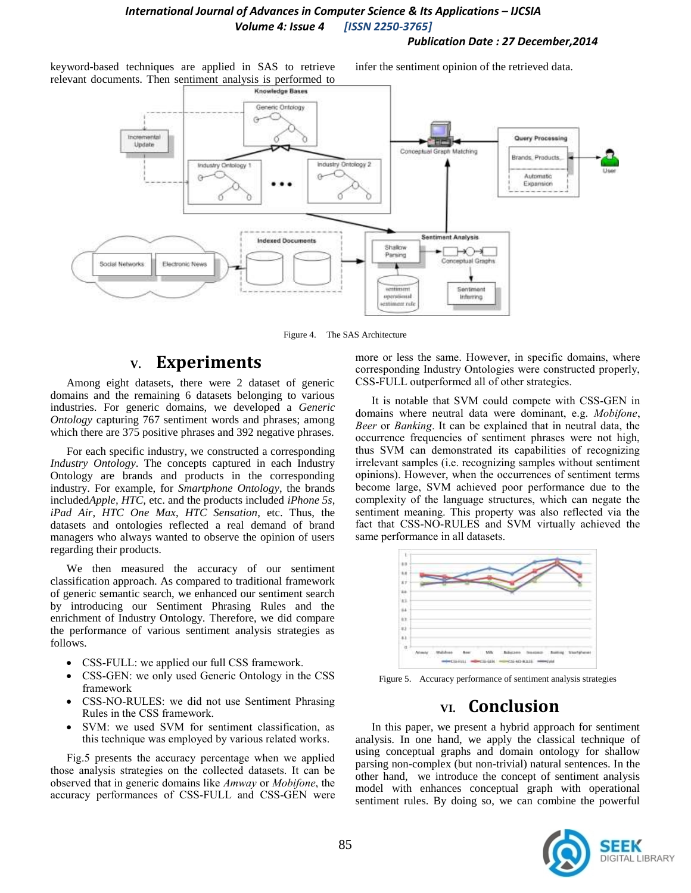keyword-based techniques are applied in SAS to retrieve relevant documents. Then sentiment analysis is performed to infer the sentiment opinion of the retrieved data.

Figure 4. The SAS Architecture

## V. Experiments

Among eight datasets, there were 2 dataset of generic domains and the remaining 6 datasets belonging to various industries. For generic domains, we developed a *Generic Ontology* capturing 767 sentiment words and phrases; among which there are 375 positive phrases and 392 negative phrases.

For each specific industry, we constructed a corresponding *Industry Ontology*. The concepts captured in each Industry Ontology are brands and products in the corresponding industry. For example, for *Smartphone Ontology*, the brands included*Apple, HTC,* etc. and the products included *iPhone 5s, iPad Air, HTC One Max, HTC Sensation*, etc. Thus, the datasets and ontologies reflected a real demand of brand managers who always wanted to observe the opinion of users regarding their products.

We then measured the accuracy of our sentiment classification approach. As compared to traditional framework of generic semantic search, we enhanced our sentiment search by introducing our Sentiment Phrasing Rules and the enrichment of Industry Ontology. Therefore, we did compare the performance of various sentiment analysis strategies as follows.

- CSS-FULL: we applied our full CSS framework.
- CSS-GEN: we only used Generic Ontology in the CSS framework
- CSS-NO-RULES: we did not use Sentiment Phrasing Rules in the CSS framework.
- SVM: we used SVM for sentiment classification, as this technique was employed by various related works.

Fig.5 presents the accuracy percentage when we applied those analysis strategies on the collected datasets. It can be observed that in generic domains like *Amway* or *Mobifone*, the accuracy performances of CSS-FULL and CSS-GEN were more or less the same. However, in specific domains, where corresponding Industry Ontologies were constructed properly, CSS-FULL outperformed all of other strategies.

It is notable that SVM could compete with CSS-GEN in domains where neutral data were dominant, e.g. *Mobifone*, *Beer* or *Banking*. It can be explained that in neutral data, the occurrence frequencies of sentiment phrases were not high, thus SVM can demonstrated its capabilities of recognizing irrelevant samples (i.e. recognizing samples without sentiment opinions). However, when the occurrences of sentiment terms become large, SVM achieved poor performance due to the complexity of the language structures, which can negate the sentiment meaning. This property was also reflected via the fact that CSS-NO-RULES and SVM virtually achieved the same performance in all datasets.

Figure 5. Accuracy performance of sentiment analysis strategies

## VI. Conclusion

In this paper, we present a hybrid approach for sentiment analysis. In one hand, we apply the classical technique of using conceptual graphs and domain ontology for shallow parsing non-complex (but non-trivial) natural sentences. In the other hand, we introduce the concept of sentiment analysis model with enhances conceptual graph with operational sentiment rules. By doing so, we can combine the powerful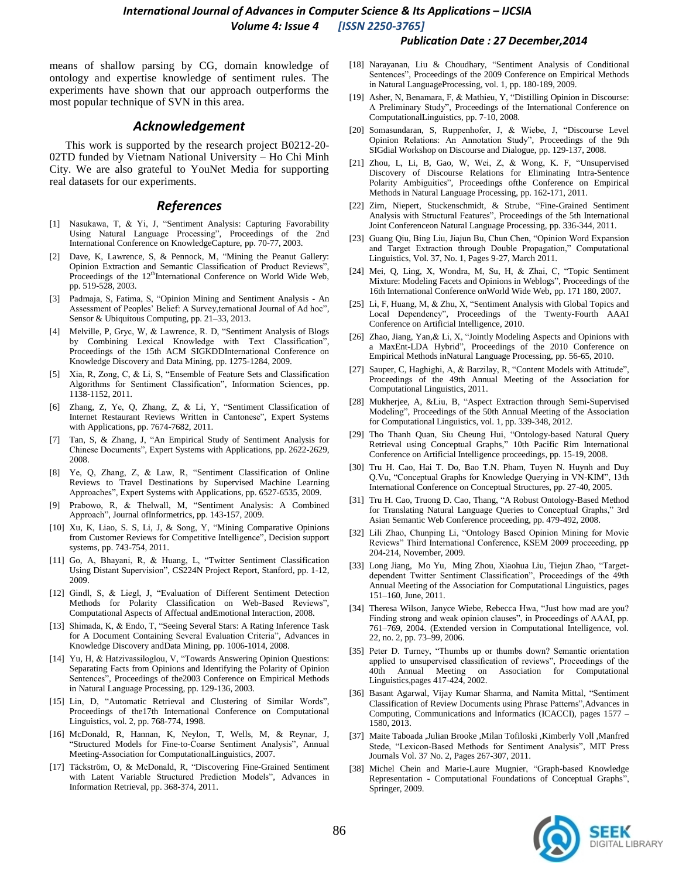means of shallow parsing by CG, domain knowledge of ontology and expertise knowledge of sentiment rules. The experiments have shown that our approach outperforms the most popular technique of SVN in this area.

## Acknowledgement

This work is supported by the research project B0212-20-02TD funded by Vietnam National University – Ho Chi Minh City. We are also grateful to YouNet Media for supporting real datasets for our experiments.

## References

[1] Nasukawa, T, & Yi, J, "Sentiment Analysis: Capturing Favorability Using Natural Language Processing", Proceedings of the 2nd International Conference on KnowledgeCapture, pp. 70-77, 2003.

[2] Dave, K, Lawrence, S, & Pennock, M, "Mining the Peanut Gallery: Opinion Extraction and Semantic Classification of Product Reviews", Proceedings of the 12thInternational Conference on World Wide Web, pp. 519-528, 2003.

[3] Padmaja, S, Fatima, S, "Opinion Mining and Sentiment Analysis - An Assessment of Peoples' Belief: A Survey,ternational Journal of Ad hoc", Sensor & Ubiquitous Computing, pp. 21–33, 2013.

[4] Melville, P, Gryc, W, & Lawrence, R. D, "Sentiment Analysis of Blogs by Combining Lexical Knowledge with Text Classification", Proceedings of the 15th ACM SIGKDDInternational Conference on Knowledge Discovery and Data Mining, pp. 1275-1284, 2009.

[5] Xia, R, Zong, C, & Li, S, "Ensemble of Feature Sets and Classification Algorithms for Sentiment Classification", Information Sciences, pp. 1138-1152, 2011.

[6] Zhang, Z, Ye, Q, Zhang, Z, & Li, Y, "Sentiment Classification of Internet Restaurant Reviews Written in Cantonese", Expert Systems with Applications, pp. 7674-7682, 2011.

[7] Tan, S, & Zhang, J, "An Empirical Study of Sentiment Analysis for Chinese Documents", Expert Systems with Applications, pp. 2622-2629, 2008.

[8] Ye, Q, Zhang, Z, & Law, R, "Sentiment Classification of Online Reviews to Travel Destinations by Supervised Machine Learning Approaches", Expert Systems with Applications, pp. 6527-6535, 2009.

[9] Prabowo, R, & Thelwall, M, "Sentiment Analysis: A Combined Approach", Journal ofInformetrics, pp. 143-157, 2009.

[10] Xu, K, Liao, S. S, Li, J, & Song, Y, "Mining Comparative Opinions from Customer Reviews for Competitive Intelligence", Decision support systems, pp. 743-754, 2011.

[11] Go, A, Bhayani, R, & Huang, L, "Twitter Sentiment Classification Using Distant Supervision", CS224N Project Report, Stanford, pp. 1-12, 2009.

[12] Gindl, S, & Liegl, J, "Evaluation of Different Sentiment Detection Methods for Polarity Classification on Web-Based Reviews", Computational Aspects of Affectual andEmotional Interaction, 2008.

[13] Shimada, K, & Endo, T, "Seeing Several Stars: A Rating Inference Task for A Document Containing Several Evaluation Criteria", Advances in Knowledge Discovery andData Mining, pp. 1006-1014, 2008.

[14] Yu, H, & Hatzivassiloglou, V, "Towards Answering Opinion Questions: Separating Facts from Opinions and Identifying the Polarity of Opinion Sentences", Proceedings of the2003 Conference on Empirical Methods in Natural Language Processing, pp. 129-136, 2003.

[15] Lin, D, "Automatic Retrieval and Clustering of Similar Words", Proceedings of the17th International Conference on Computational Linguistics, vol. 2, pp. 768-774, 1998.

[16] McDonald, R, Hannan, K, Neylon, T, Wells, M, & Reynar, J, "Structured Models for Fine-to-Coarse Sentiment Analysis", Annual Meeting-Association for ComputationalLinguistics, 2007.

[17] Täckström, O, & McDonald, R, "Discovering Fine-Grained Sentiment with Latent Variable Structured Prediction Models", Advances in Information Retrieval, pp. 368-374, 2011.

[18] Narayanan, Liu & Choudhary, "Sentiment Analysis of Conditional Sentences", Proceedings of the 2009 Conference on Empirical Methods in Natural LanguageProcessing, vol. 1, pp. 180-189, 2009.

[19] Asher, N, Benamara, F, & Mathieu, Y, "Distilling Opinion in Discourse: A Preliminary Study", Proceedings of the International Conference on ComputationalLinguistics, pp. 7-10, 2008.

[20] Somasundaran, S, Ruppenhofer, J, & Wiebe, J, "Discourse Level Opinion Relations: An Annotation Study", Proceedings of the 9th SIGdial Workshop on Discourse and Dialogue, pp. 129-137, 2008.

[21] Zhou, L, Li, B, Gao, W, Wei, Z, & Wong, K. F, "Unsupervised Discovery of Discourse Relations for Eliminating Intra-Sentence Polarity Ambiguities", Proceedings ofthe Conference on Empirical Methods in Natural Language Processing, pp. 162-171, 2011.

[22] Zirn, Niepert, Stuckenschmidt, & Strube, "Fine-Grained Sentiment Analysis with Structural Features", Proceedings of the 5th International Joint Conferenceon Natural Language Processing, pp. 336-344, 2011.

[23] Guang Qiu, Bing Liu, Jiajun Bu, Chun Chen, "Opinion Word Expansion and Target Extraction through Double Propagation," Computational Linguistics, Vol. 37, No. 1, Pages 9-27, March 2011.

[24] Mei, Q, Ling, X, Wondra, M, Su, H, & Zhai, C, "Topic Sentiment Mixture: Modeling Facets and Opinions in Weblogs", Proceedings of the 16th International Conference onWorld Wide Web, pp. 171 180, 2007.

[25] Li, F, Huang, M, & Zhu, X, "Sentiment Analysis with Global Topics and Local Dependency", Proceedings of the Twenty-Fourth AAAI Conference on Artificial Intelligence, 2010.

[26] Zhao, Jiang, Yan,& Li, X, "Jointly Modeling Aspects and Opinions with a MaxEnt-LDA Hybrid", Proceedings of the 2010 Conference on Empirical Methods inNatural Language Processing, pp. 56-65, 2010.

[27] Sauper, C, Haghighi, A, & Barzilay, R, "Content Models with Attitude", Proceedings of the 49th Annual Meeting of the Association for Computational Linguistics, 2011.

[28] Mukherjee, A, &Liu, B, "Aspect Extraction through Semi-Supervised Modeling", Proceedings of the 50th Annual Meeting of the Association for Computational Linguistics, vol. 1, pp. 339-348, 2012.

[29] Tho Thanh Quan, Siu Cheung Hui, "Ontology-based Natural Query Retrieval using Conceptual Graphs," 10th Pacific Rim International Conference on Artificial Intelligence proceedings, pp. 15-19, 2008.

[30] Tru H. Cao, Hai T. Do, Bao T.N. Pham, Tuyen N. Huynh and Duy Q.Vu, "Conceptual Graphs for Knowledge Querying in VN-KIM", 13th International Conference on Conceptual Structures, pp. 27-40, 2005.

[31] Tru H. Cao, Truong D. Cao, Thang, "A Robust Ontology-Based Method for Translating Natural Language Queries to Conceptual Graphs," 3rd Asian Semantic Web Conference proceeding, pp. 479-492, 2008.

[32] Lili Zhao, Chunping Li, "Ontology Based Opinion Mining for Movie Reviews" Third International Conference, KSEM 2009 proceeeding, pp 204-214, November, 2009.

[33] Long Jiang, Mo Yu, Ming Zhou, Xiaohua Liu, Tiejun Zhao, "Target-dependent Twitter Sentiment Classification", Proceedings of the 49th Annual Meeting of the Association for Computational Linguistics, pages 151–160, June, 2011.

[34] Theresa Wilson, Janyce Wiebe, Rebecca Hwa, "Just how mad are you? Finding strong and weak opinion clauses", in Proceedings of AAAI, pp. 761–769, 2004. (Extended version in Computational Intelligence, vol. 22, no. 2, pp. 73–99, 2006.

[35] Peter D. Turney, "Thumbs up or thumbs down? Semantic orientation applied to unsupervised classification of reviews", Proceedings of the 40th Annual Meeting on Association for Computational Linguistics,pages 417-424, 2002.

[36] Basant Agarwal, Vijay Kumar Sharma, and Namita Mittal, "Sentiment Classification of Review Documents using Phrase Patterns",Advances in Computing, Communications and Informatics (ICACCI), pages 1577 – 1580, 2013.

[37] Maite Taboada ,Julian Brooke ,Milan Tofiloski ,Kimberly Voll ,Manfred Stede, "Lexicon-Based Methods for Sentiment Analysis", MIT Press Journals Vol. 37 No. 2, Pages 267-307, 2011.

[38] Michel Chein and Marie-Laure Mugnier, "Graph-based Knowledge Representation - Computational Foundations of Conceptual Graphs", Springer, 2009.